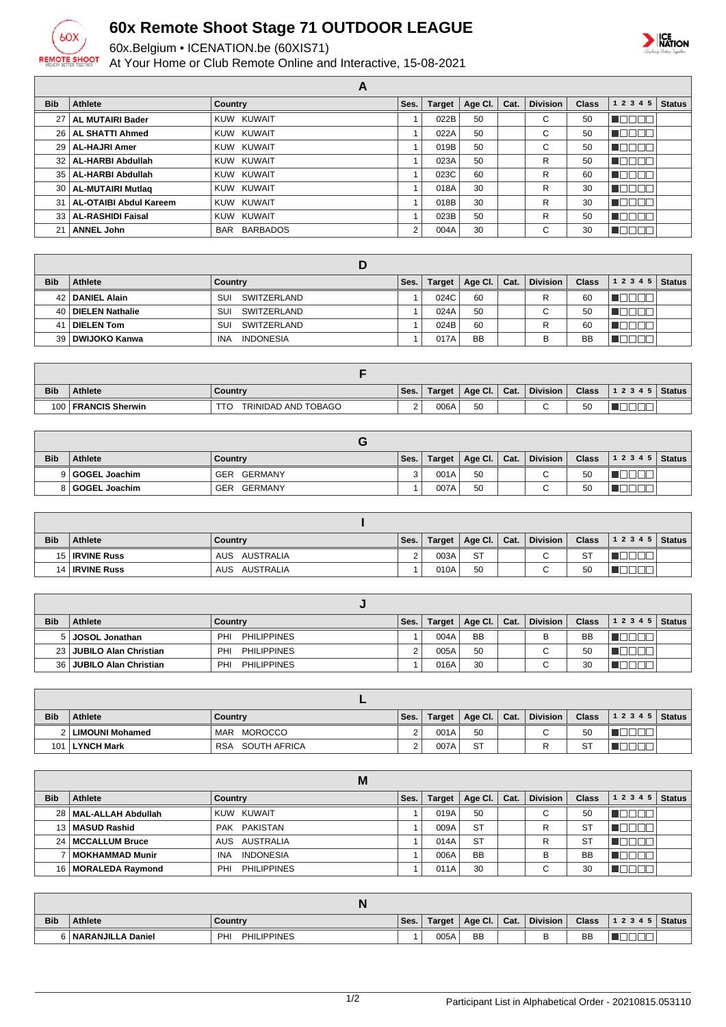# 60x Remote Shoot Stage 71 OUTDOOR LEAGUE

60x.Belgium • ICENATION.be (60XIS71)

At Your Home or Club Remote Online and Interactive, 15-08-2021

## A

| Bib | Athlete | Country | Ses. | Target | Age Cl. | Cat. | Division | Class | 1 2 3 4 5 | Status |
|---|---|---|---|---|---|---|---|---|---|---|
| 27 | AL MUTAIRI Bader | KUW KUWAIT | 1 | 022B | 50 | | C | 50 | | |
| 26 | AL SHATTI Ahmed | KUW KUWAIT | 1 | 022A | 50 | | C | 50 | | |
| 29 | AL-HAJRI Amer | KUW KUWAIT | 1 | 019B | 50 | | C | 50 | | |
| 32 | AL-HARBI Abdullah | KUW KUWAIT | 1 | 023A | 50 | | R | 50 | | |
| 35 | AL-HARBI Abdullah | KUW KUWAIT | 1 | 023C | 60 | | R | 60 | | |
| 30 | AL-MUTAIRI Mutlaq | KUW KUWAIT | 1 | 018A | 30 | | R | 30 | | |
| 31 | AL-OTAIBI Abdul Kareem | KUW KUWAIT | 1 | 018B | 30 | | R | 30 | | |
| 33 | AL-RASHIDI Faisal | KUW KUWAIT | 1 | 023B | 50 | | R | 50 | | |
| 21 | ANNEL John | BAR BARBADOS | 2 | 004A | 30 | | C | 30 | | |

## D

| Bib | Athlete | Country | Ses. | Target | Age Cl. | Cat. | Division | Class | 1 2 3 4 5 | Status |
|---|---|---|---|---|---|---|---|---|---|---|
| 42 | DANIEL Alain | SUI SWITZERLAND | 1 | 024C | 60 | | R | 60 | | |
| 40 | DIELEN Nathalie | SUI SWITZERLAND | 1 | 024A | 50 | | C | 50 | | |
| 41 | DIELEN Tom | SUI SWITZERLAND | 1 | 024B | 60 | | R | 60 | | |
| 39 | DWIJOKO Kanwa | INA INDONESIA | 1 | 017A | BB | | B | BB | | |

## F

| Bib | Athlete | Country | Ses. | Target | Age Cl. | Cat. | Division | Class | 1 2 3 4 5 | Status |
|---|---|---|---|---|---|---|---|---|---|---|
| 100 | FRANCIS Sherwin | TTO TRINIDAD AND TOBAGO | 2 | 006A | 50 | | C | 50 | | |

## G

| Bib | Athlete | Country | Ses. | Target | Age Cl. | Cat. | Division | Class | 1 2 3 4 5 | Status |
|---|---|---|---|---|---|---|---|---|---|---|
| 9 | GOGEL Joachim | GER GERMANY | 3 | 001A | 50 | | C | 50 | | |
| 8 | GOGEL Joachim | GER GERMANY | 1 | 007A | 50 | | C | 50 | | |

## I

| Bib | Athlete | Country | Ses. | Target | Age Cl. | Cat. | Division | Class | 1 2 3 4 5 | Status |
|---|---|---|---|---|---|---|---|---|---|---|
| 15 | IRVINE Russ | AUS AUSTRALIA | 2 | 003A | ST | | C | ST | | |
| 14 | IRVINE Russ | AUS AUSTRALIA | 1 | 010A | 50 | | C | 50 | | |

## J

| Bib | Athlete | Country | Ses. | Target | Age Cl. | Cat. | Division | Class | 1 2 3 4 5 | Status |
|---|---|---|---|---|---|---|---|---|---|---|
| 5 | JOSOL Jonathan | PHI PHILIPPINES | 1 | 004A | BB | | B | BB | | |
| 23 | JUBILO Alan Christian | PHI PHILIPPINES | 2 | 005A | 50 | | C | 50 | | |
| 36 | JUBILO Alan Christian | PHI PHILIPPINES | 1 | 016A | 30 | | C | 30 | | |

## L

| Bib | Athlete | Country | Ses. | Target | Age Cl. | Cat. | Division | Class | 1 2 3 4 5 | Status |
|---|---|---|---|---|---|---|---|---|---|---|
| 2 | LIMOUNI Mohamed | MAR MOROCCO | 2 | 001A | 50 | | C | 50 | | |
| 101 | LYNCH Mark | RSA SOUTH AFRICA | 2 | 007A | ST | | R | ST | | |

## M

| Bib | Athlete | Country | Ses. | Target | Age Cl. | Cat. | Division | Class | 1 2 3 4 5 | Status |
|---|---|---|---|---|---|---|---|---|---|---|
| 28 | MAL-ALLAH Abdullah | KUW KUWAIT | 1 | 019A | 50 | | C | 50 | | |
| 13 | MASUD Rashid | PAK PAKISTAN | 1 | 009A | ST | | R | ST | | |
| 24 | MCCALLUM Bruce | AUS AUSTRALIA | 1 | 014A | ST | | R | ST | | |
| 7 | MOKHAMMAD Munir | INA INDONESIA | 1 | 006A | BB | | B | BB | | |
| 16 | MORALEDA Raymond | PHI PHILIPPINES | 1 | 011A | 30 | | C | 30 | | |

## N

| Bib | Athlete | Country | Ses. | Target | Age Cl. | Cat. | Division | Class | 1 2 3 4 5 | Status |
|---|---|---|---|---|---|---|---|---|---|---|
| 6 | NARANJILLA Daniel | PHI PHILIPPINES | 1 | 005A | BB | | B | BB | | |

Participant List in Alphabetical Order - 20210815.053110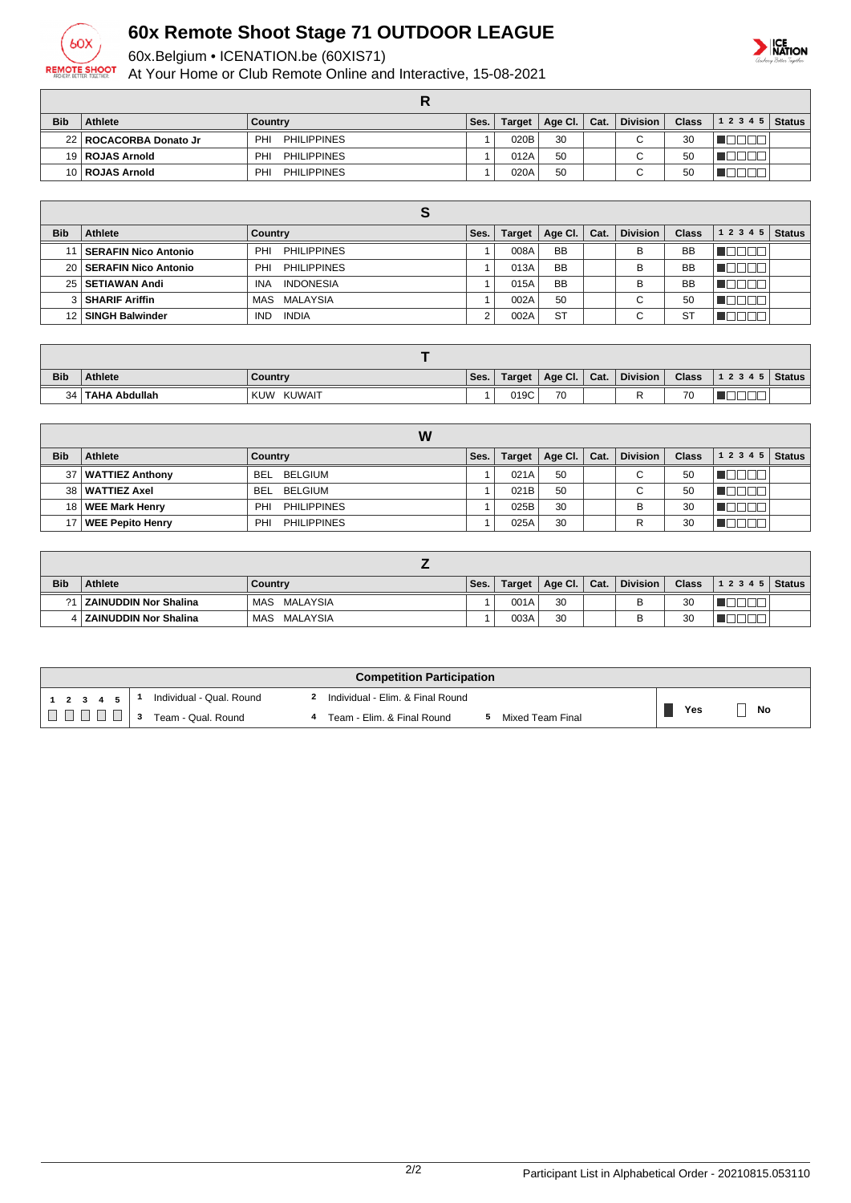# 60x Remote Shoot Stage 71 OUTDOOR LEAGUE

60x.Belgium • ICENATION.be (60XIS71)

At Your Home or Club Remote Online and Interactive, 15-08-2021

## R

| Bib | Athlete | Country | Ses. | Target | Age Cl. | Cat. | Division | Class | 1 2 3 4 5 | Status |
|---|---|---|---|---|---|---|---|---|---|---|
| 22 | **ROCACORBA Donato Jr** | PHI PHILIPPINES | 1 | 020B | 30 | | C | 30 | ■□□□□ | |
| 19 | **ROJAS Arnold** | PHI PHILIPPINES | 1 | 012A | 50 | | C | 50 | ■□□□□ | |
| 10 | **ROJAS Arnold** | PHI PHILIPPINES | 1 | 020A | 50 | | C | 50 | ■□□□□ | |

## S

| Bib | Athlete | Country | Ses. | Target | Age Cl. | Cat. | Division | Class | 1 2 3 4 5 | Status |
|---|---|---|---|---|---|---|---|---|---|---|
| 11 | **SERAFIN Nico Antonio** | PHI PHILIPPINES | 1 | 008A | BB | | B | BB | ■□□□□ | |
| 20 | **SERAFIN Nico Antonio** | PHI PHILIPPINES | 1 | 013A | BB | | B | BB | ■□□□□ | |
| 25 | **SETIAWAN Andi** | INA INDONESIA | 1 | 015A | BB | | B | BB | ■□□□□ | |
| 3 | **SHARIF Ariffin** | MAS MALAYSIA | 1 | 002A | 50 | | C | 50 | ■□□□□ | |
| 12 | **SINGH Balwinder** | IND INDIA | 2 | 002A | ST | | C | ST | ■□□□□ | |

## T

| Bib | Athlete | Country | Ses. | Target | Age Cl. | Cat. | Division | Class | 1 2 3 4 5 | Status |
|---|---|---|---|---|---|---|---|---|---|---|
| 34 | **TAHA Abdullah** | KUW KUWAIT | 1 | 019C | 70 | | R | 70 | ■□□□□ | |

## W

| Bib | Athlete | Country | Ses. | Target | Age Cl. | Cat. | Division | Class | 1 2 3 4 5 | Status |
|---|---|---|---|---|---|---|---|---|---|---|
| 37 | **WATTIEZ Anthony** | BEL BELGIUM | 1 | 021A | 50 | | C | 50 | ■□□□□ | |
| 38 | **WATTIEZ Axel** | BEL BELGIUM | 1 | 021B | 50 | | C | 50 | ■□□□□ | |
| 18 | **WEE Mark Henry** | PHI PHILIPPINES | 1 | 025B | 30 | | B | 30 | ■□□□□ | |
| 17 | **WEE Pepito Henry** | PHI PHILIPPINES | 1 | 025A | 30 | | R | 30 | ■□□□□ | |

## Z

| Bib | Athlete | Country | Ses. | Target | Age Cl. | Cat. | Division | Class | 1 2 3 4 5 | Status |
|---|---|---|---|---|---|---|---|---|---|---|
| ?1 | **ZAINUDDIN Nor Shalina** | MAS MALAYSIA | 1 | 001A | 30 | | B | 30 | ■□□□□ | |
| 4 | **ZAINUDDIN Nor Shalina** | MAS MALAYSIA | 1 | 003A | 30 | | B | 30 | ■□□□□ | |

## Competition Participation

| 1 2 3 4 5 | | | | |
|---|---|---|---|---|
| □□□□□ | 1 Individual - Qual. Round | 2 Individual - Elim. & Final Round | | ■ Yes □ No |
| | 3 Team - Qual. Round | 4 Team - Elim. & Final Round | 5 Mixed Team Final | |

Participant List in Alphabetical Order - 20210815.053110